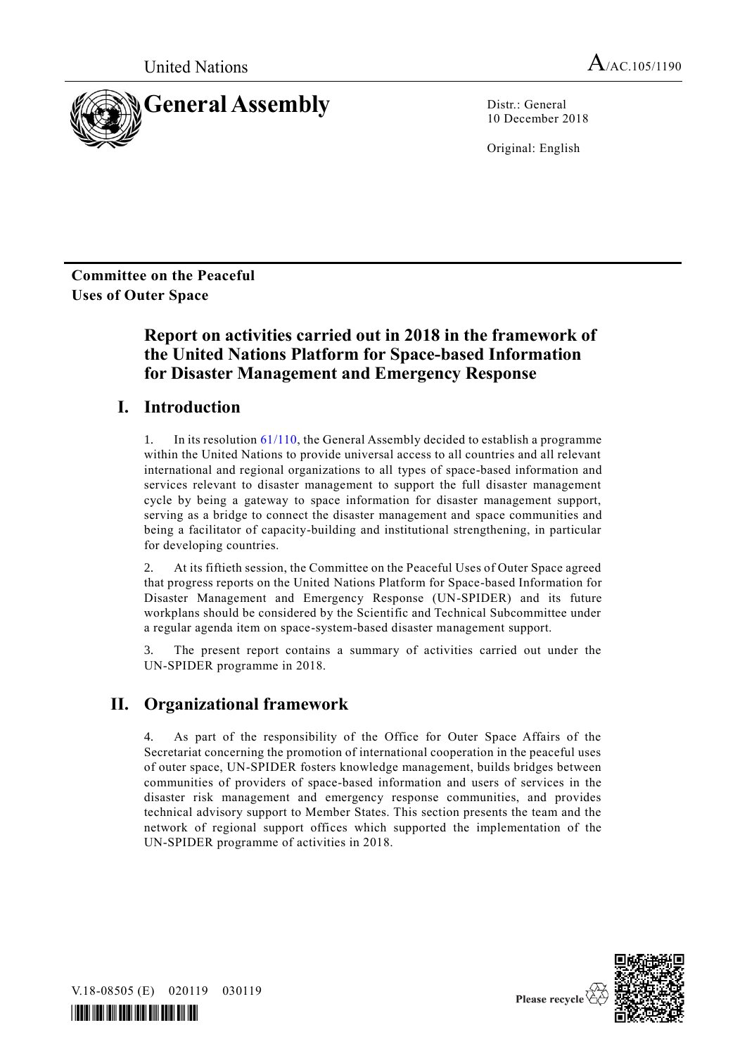United Nations

# General Assembly

A/AC.105/1190

Distr.: General
10 December 2018

Original: English

**Committee on the Peaceful Uses of Outer Space**

## Report on activities carried out in 2018 in the framework of the United Nations Platform for Space-based Information for Disaster Management and Emergency Response

## I. Introduction

1. In its resolution 61/110, the General Assembly decided to establish a programme within the United Nations to provide universal access to all countries and all relevant international and regional organizations to all types of space-based information and services relevant to disaster management to support the full disaster management cycle by being a gateway to space information for disaster management support, serving as a bridge to connect the disaster management and space communities and being a facilitator of capacity-building and institutional strengthening, in particular for developing countries.

2. At its fiftieth session, the Committee on the Peaceful Uses of Outer Space agreed that progress reports on the United Nations Platform for Space-based Information for Disaster Management and Emergency Response (UN-SPIDER) and its future workplans should be considered by the Scientific and Technical Subcommittee under a regular agenda item on space-system-based disaster management support.

3. The present report contains a summary of activities carried out under the UN-SPIDER programme in 2018.

## II. Organizational framework

4. As part of the responsibility of the Office for Outer Space Affairs of the Secretariat concerning the promotion of international cooperation in the peaceful uses of outer space, UN-SPIDER fosters knowledge management, builds bridges between communities of providers of space-based information and users of services in the disaster risk management and emergency response communities, and provides technical advisory support to Member States. This section presents the team and the network of regional support offices which supported the implementation of the UN-SPIDER programme of activities in 2018.

V.18-08505 (E) 020119 030119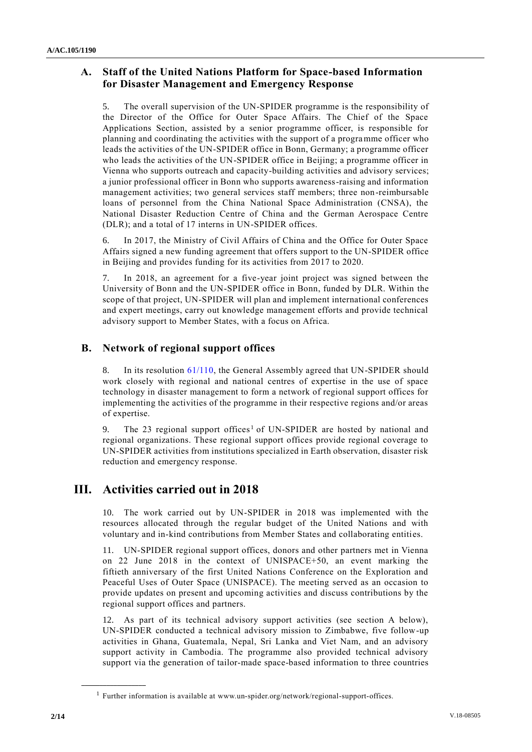## A. Staff of the United Nations Platform for Space-based Information for Disaster Management and Emergency Response

5. The overall supervision of the UN-SPIDER programme is the responsibility of the Director of the Office for Outer Space Affairs. The Chief of the Space Applications Section, assisted by a senior programme officer, is responsible for planning and coordinating the activities with the support of a programme officer who leads the activities of the UN-SPIDER office in Bonn, Germany; a programme officer who leads the activities of the UN-SPIDER office in Beijing; a programme officer in Vienna who supports outreach and capacity-building activities and advisory services; a junior professional officer in Bonn who supports awareness-raising and information management activities; two general services staff members; three non-reimbursable loans of personnel from the China National Space Administration (CNSA), the National Disaster Reduction Centre of China and the German Aerospace Centre (DLR); and a total of 17 interns in UN-SPIDER offices.

6. In 2017, the Ministry of Civil Affairs of China and the Office for Outer Space Affairs signed a new funding agreement that offers support to the UN-SPIDER office in Beijing and provides funding for its activities from 2017 to 2020.

7. In 2018, an agreement for a five-year joint project was signed between the University of Bonn and the UN-SPIDER office in Bonn, funded by DLR. Within the scope of that project, UN-SPIDER will plan and implement international conferences and expert meetings, carry out knowledge management efforts and provide technical advisory support to Member States, with a focus on Africa.

## B. Network of regional support offices

8. In its resolution 61/110, the General Assembly agreed that UN-SPIDER should work closely with regional and national centres of expertise in the use of space technology in disaster management to form a network of regional support offices for implementing the activities of the programme in their respective regions and/or areas of expertise.

9. The 23 regional support offices[1] of UN-SPIDER are hosted by national and regional organizations. These regional support offices provide regional coverage to UN-SPIDER activities from institutions specialized in Earth observation, disaster risk reduction and emergency response.

# III. Activities carried out in 2018

10. The work carried out by UN-SPIDER in 2018 was implemented with the resources allocated through the regular budget of the United Nations and with voluntary and in-kind contributions from Member States and collaborating entities.

11. UN-SPIDER regional support offices, donors and other partners met in Vienna on 22 June 2018 in the context of UNISPACE+50, an event marking the fiftieth anniversary of the first United Nations Conference on the Exploration and Peaceful Uses of Outer Space (UNISPACE). The meeting served as an occasion to provide updates on present and upcoming activities and discuss contributions by the regional support offices and partners.

12. As part of its technical advisory support activities (see section A below), UN-SPIDER conducted a technical advisory mission to Zimbabwe, five follow-up activities in Ghana, Guatemala, Nepal, Sri Lanka and Viet Nam, and an advisory support activity in Cambodia. The programme also provided technical advisory support via the generation of tailor-made space-based information to three countries

---

[1] Further information is available at www.un-spider.org/network/regional-support-offices.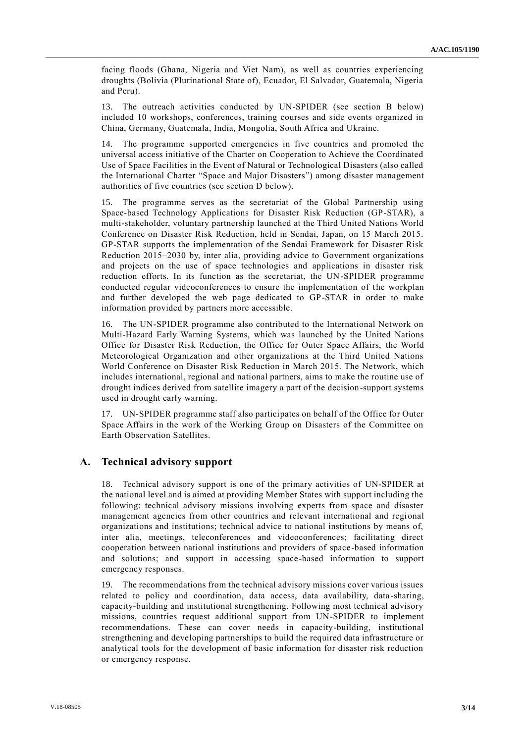facing floods (Ghana, Nigeria and Viet Nam), as well as countries experiencing droughts (Bolivia (Plurinational State of), Ecuador, El Salvador, Guatemala, Nigeria and Peru).

13. The outreach activities conducted by UN-SPIDER (see section B below) included 10 workshops, conferences, training courses and side events organized in China, Germany, Guatemala, India, Mongolia, South Africa and Ukraine.

14. The programme supported emergencies in five countries and promoted the universal access initiative of the Charter on Cooperation to Achieve the Coordinated Use of Space Facilities in the Event of Natural or Technological Disasters (also called the International Charter "Space and Major Disasters") among disaster management authorities of five countries (see section D below).

15. The programme serves as the secretariat of the Global Partnership using Space-based Technology Applications for Disaster Risk Reduction (GP-STAR), a multi-stakeholder, voluntary partnership launched at the Third United Nations World Conference on Disaster Risk Reduction, held in Sendai, Japan, on 15 March 2015. GP-STAR supports the implementation of the Sendai Framework for Disaster Risk Reduction 2015–2030 by, inter alia, providing advice to Government organizations and projects on the use of space technologies and applications in disaster risk reduction efforts. In its function as the secretariat, the UN-SPIDER programme conducted regular videoconferences to ensure the implementation of the workplan and further developed the web page dedicated to GP-STAR in order to make information provided by partners more accessible.

16. The UN-SPIDER programme also contributed to the International Network on Multi-Hazard Early Warning Systems, which was launched by the United Nations Office for Disaster Risk Reduction, the Office for Outer Space Affairs, the World Meteorological Organization and other organizations at the Third United Nations World Conference on Disaster Risk Reduction in March 2015. The Network, which includes international, regional and national partners, aims to make the routine use of drought indices derived from satellite imagery a part of the decision-support systems used in drought early warning.

17. UN-SPIDER programme staff also participates on behalf of the Office for Outer Space Affairs in the work of the Working Group on Disasters of the Committee on Earth Observation Satellites.

## A. Technical advisory support

18. Technical advisory support is one of the primary activities of UN-SPIDER at the national level and is aimed at providing Member States with support including the following: technical advisory missions involving experts from space and disaster management agencies from other countries and relevant international and regional organizations and institutions; technical advice to national institutions by means of, inter alia, meetings, teleconferences and videoconferences; facilitating direct cooperation between national institutions and providers of space-based information and solutions; and support in accessing space-based information to support emergency responses.

19. The recommendations from the technical advisory missions cover various issues related to policy and coordination, data access, data availability, data-sharing, capacity-building and institutional strengthening. Following most technical advisory missions, countries request additional support from UN-SPIDER to implement recommendations. These can cover needs in capacity-building, institutional strengthening and developing partnerships to build the required data infrastructure or analytical tools for the development of basic information for disaster risk reduction or emergency response.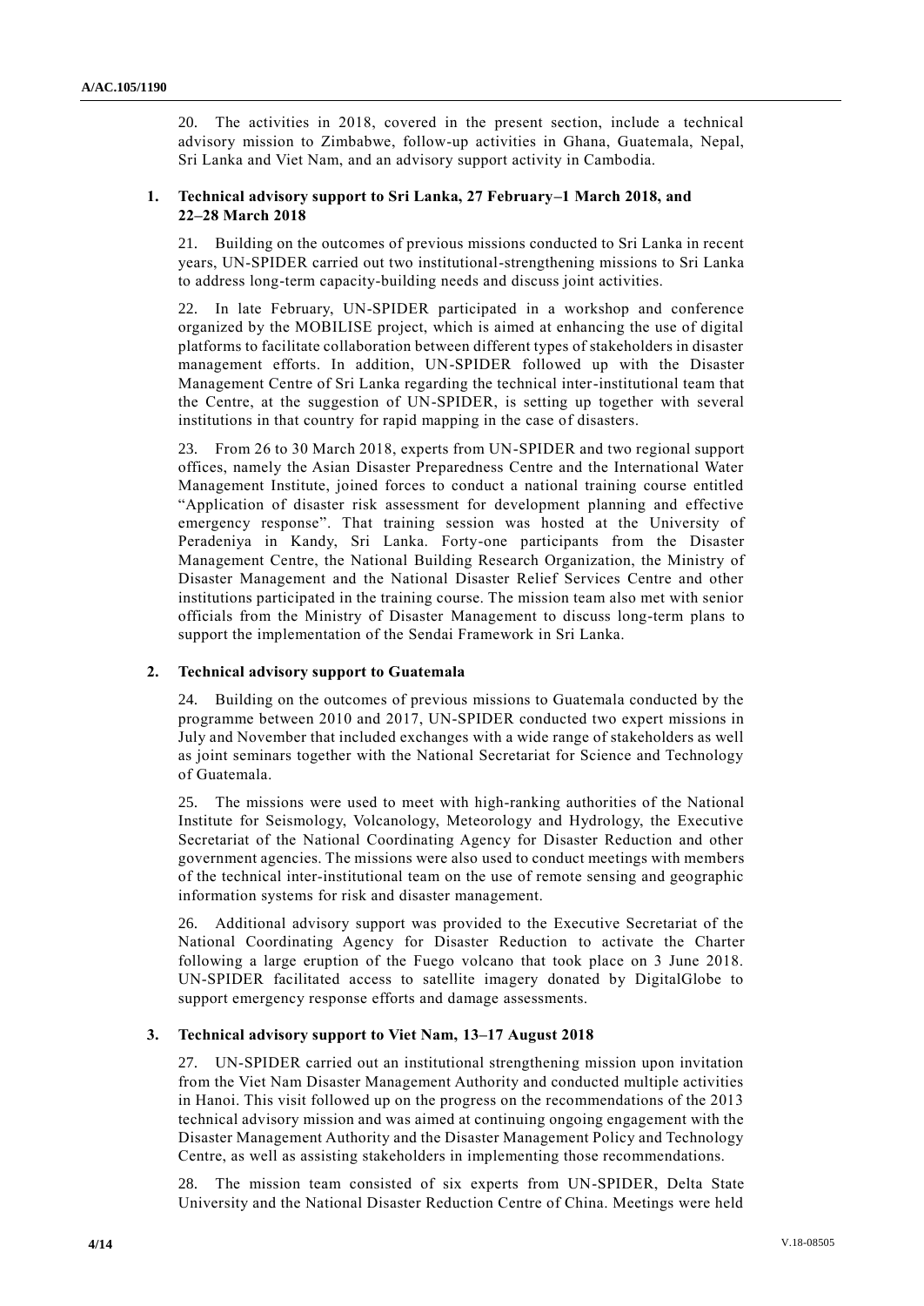20. The activities in 2018, covered in the present section, include a technical advisory mission to Zimbabwe, follow-up activities in Ghana, Guatemala, Nepal, Sri Lanka and Viet Nam, and an advisory support activity in Cambodia.

### 1. Technical advisory support to Sri Lanka, 27 February–1 March 2018, and 22–28 March 2018

21. Building on the outcomes of previous missions conducted to Sri Lanka in recent years, UN-SPIDER carried out two institutional-strengthening missions to Sri Lanka to address long-term capacity-building needs and discuss joint activities.

22. In late February, UN-SPIDER participated in a workshop and conference organized by the MOBILISE project, which is aimed at enhancing the use of digital platforms to facilitate collaboration between different types of stakeholders in disaster management efforts. In addition, UN-SPIDER followed up with the Disaster Management Centre of Sri Lanka regarding the technical inter-institutional team that the Centre, at the suggestion of UN-SPIDER, is setting up together with several institutions in that country for rapid mapping in the case of disasters.

23. From 26 to 30 March 2018, experts from UN-SPIDER and two regional support offices, namely the Asian Disaster Preparedness Centre and the International Water Management Institute, joined forces to conduct a national training course entitled "Application of disaster risk assessment for development planning and effective emergency response". That training session was hosted at the University of Peradeniya in Kandy, Sri Lanka. Forty-one participants from the Disaster Management Centre, the National Building Research Organization, the Ministry of Disaster Management and the National Disaster Relief Services Centre and other institutions participated in the training course. The mission team also met with senior officials from the Ministry of Disaster Management to discuss long-term plans to support the implementation of the Sendai Framework in Sri Lanka.

### 2. Technical advisory support to Guatemala

24. Building on the outcomes of previous missions to Guatemala conducted by the programme between 2010 and 2017, UN-SPIDER conducted two expert missions in July and November that included exchanges with a wide range of stakeholders as well as joint seminars together with the National Secretariat for Science and Technology of Guatemala.

25. The missions were used to meet with high-ranking authorities of the National Institute for Seismology, Volcanology, Meteorology and Hydrology, the Executive Secretariat of the National Coordinating Agency for Disaster Reduction and other government agencies. The missions were also used to conduct meetings with members of the technical inter-institutional team on the use of remote sensing and geographic information systems for risk and disaster management.

26. Additional advisory support was provided to the Executive Secretariat of the National Coordinating Agency for Disaster Reduction to activate the Charter following a large eruption of the Fuego volcano that took place on 3 June 2018. UN-SPIDER facilitated access to satellite imagery donated by DigitalGlobe to support emergency response efforts and damage assessments.

### 3. Technical advisory support to Viet Nam, 13–17 August 2018

27. UN-SPIDER carried out an institutional strengthening mission upon invitation from the Viet Nam Disaster Management Authority and conducted multiple activities in Hanoi. This visit followed up on the progress on the recommendations of the 2013 technical advisory mission and was aimed at continuing ongoing engagement with the Disaster Management Authority and the Disaster Management Policy and Technology Centre, as well as assisting stakeholders in implementing those recommendations.

28. The mission team consisted of six experts from UN-SPIDER, Delta State University and the National Disaster Reduction Centre of China. Meetings were held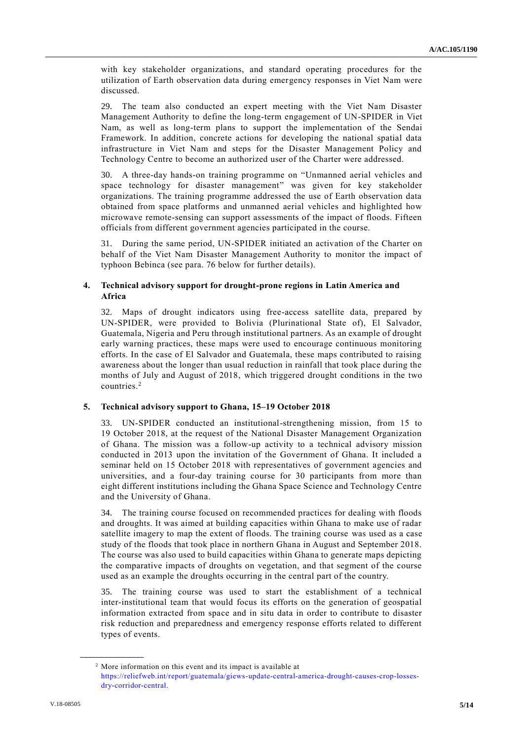with key stakeholder organizations, and standard operating procedures for the utilization of Earth observation data during emergency responses in Viet Nam were discussed.

29. The team also conducted an expert meeting with the Viet Nam Disaster Management Authority to define the long-term engagement of UN-SPIDER in Viet Nam, as well as long-term plans to support the implementation of the Sendai Framework. In addition, concrete actions for developing the national spatial data infrastructure in Viet Nam and steps for the Disaster Management Policy and Technology Centre to become an authorized user of the Charter were addressed.

30. A three-day hands-on training programme on "Unmanned aerial vehicles and space technology for disaster management" was given for key stakeholder organizations. The training programme addressed the use of Earth observation data obtained from space platforms and unmanned aerial vehicles and highlighted how microwave remote-sensing can support assessments of the impact of floods. Fifteen officials from different government agencies participated in the course.

31. During the same period, UN-SPIDER initiated an activation of the Charter on behalf of the Viet Nam Disaster Management Authority to monitor the impact of typhoon Bebinca (see para. 76 below for further details).

### 4. Technical advisory support for drought-prone regions in Latin America and Africa

32. Maps of drought indicators using free-access satellite data, prepared by UN-SPIDER, were provided to Bolivia (Plurinational State of), El Salvador, Guatemala, Nigeria and Peru through institutional partners. As an example of drought early warning practices, these maps were used to encourage continuous monitoring efforts. In the case of El Salvador and Guatemala, these maps contributed to raising awareness about the longer than usual reduction in rainfall that took place during the months of July and August of 2018, which triggered drought conditions in the two countries.[2]

### 5. Technical advisory support to Ghana, 15–19 October 2018

33. UN-SPIDER conducted an institutional-strengthening mission, from 15 to 19 October 2018, at the request of the National Disaster Management Organization of Ghana. The mission was a follow-up activity to a technical advisory mission conducted in 2013 upon the invitation of the Government of Ghana. It included a seminar held on 15 October 2018 with representatives of government agencies and universities, and a four-day training course for 30 participants from more than eight different institutions including the Ghana Space Science and Technology Centre and the University of Ghana.

34. The training course focused on recommended practices for dealing with floods and droughts. It was aimed at building capacities within Ghana to make use of radar satellite imagery to map the extent of floods. The training course was used as a case study of the floods that took place in northern Ghana in August and September 2018. The course was also used to build capacities within Ghana to generate maps depicting the comparative impacts of droughts on vegetation, and that segment of the course used as an example the droughts occurring in the central part of the country.

35. The training course was used to start the establishment of a technical inter-institutional team that would focus its efforts on the generation of geospatial information extracted from space and in situ data in order to contribute to disaster risk reduction and preparedness and emergency response efforts related to different types of events.

---

[2] More information on this event and its impact is available at https://reliefweb.int/report/guatemala/giews-update-central-america-drought-causes-crop-losses-dry-corridor-central.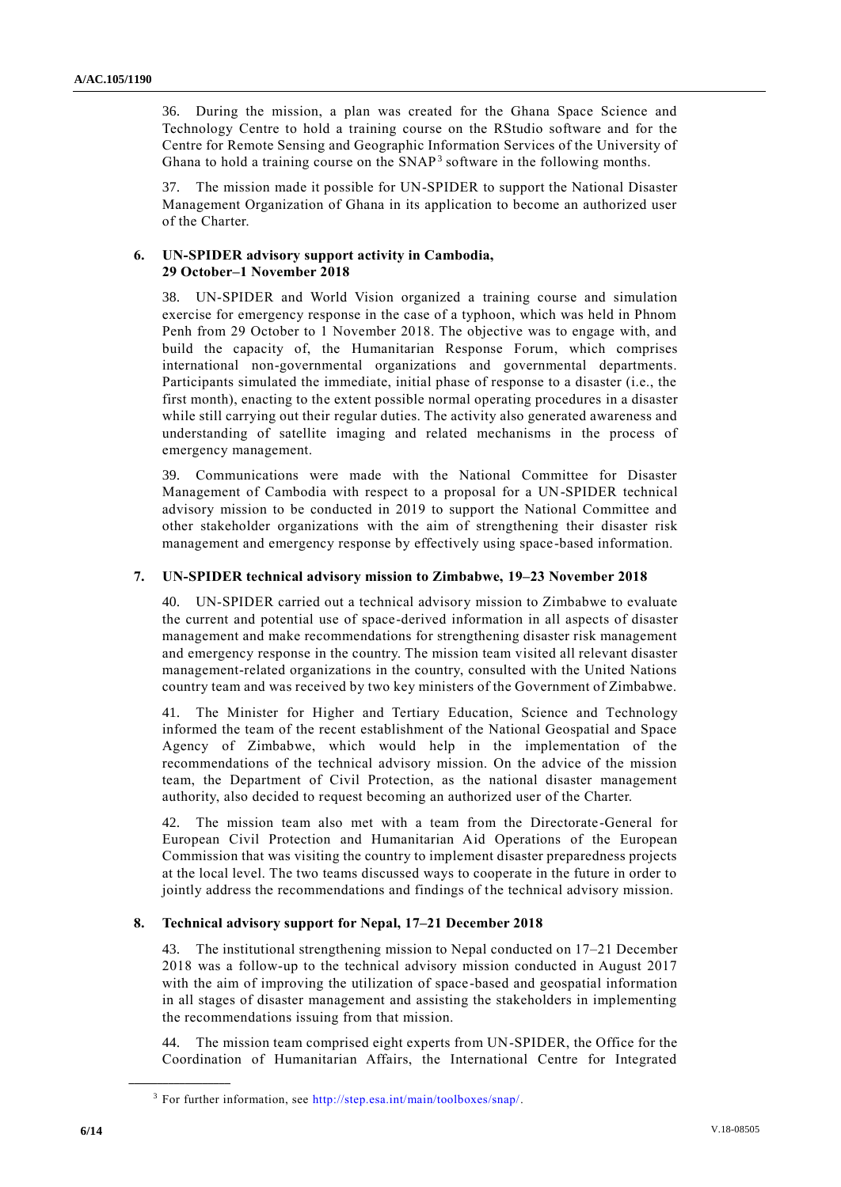36. During the mission, a plan was created for the Ghana Space Science and Technology Centre to hold a training course on the RStudio software and for the Centre for Remote Sensing and Geographic Information Services of the University of Ghana to hold a training course on the SNAP[3] software in the following months.

37. The mission made it possible for UN-SPIDER to support the National Disaster Management Organization of Ghana in its application to become an authorized user of the Charter.

### 6. UN-SPIDER advisory support activity in Cambodia, 29 October–1 November 2018

38. UN-SPIDER and World Vision organized a training course and simulation exercise for emergency response in the case of a typhoon, which was held in Phnom Penh from 29 October to 1 November 2018. The objective was to engage with, and build the capacity of, the Humanitarian Response Forum, which comprises international non-governmental organizations and governmental departments. Participants simulated the immediate, initial phase of response to a disaster (i.e., the first month), enacting to the extent possible normal operating procedures in a disaster while still carrying out their regular duties. The activity also generated awareness and understanding of satellite imaging and related mechanisms in the process of emergency management.

39. Communications were made with the National Committee for Disaster Management of Cambodia with respect to a proposal for a UN-SPIDER technical advisory mission to be conducted in 2019 to support the National Committee and other stakeholder organizations with the aim of strengthening their disaster risk management and emergency response by effectively using space-based information.

### 7. UN-SPIDER technical advisory mission to Zimbabwe, 19–23 November 2018

40. UN-SPIDER carried out a technical advisory mission to Zimbabwe to evaluate the current and potential use of space-derived information in all aspects of disaster management and make recommendations for strengthening disaster risk management and emergency response in the country. The mission team visited all relevant disaster management-related organizations in the country, consulted with the United Nations country team and was received by two key ministers of the Government of Zimbabwe.

41. The Minister for Higher and Tertiary Education, Science and Technology informed the team of the recent establishment of the National Geospatial and Space Agency of Zimbabwe, which would help in the implementation of the recommendations of the technical advisory mission. On the advice of the mission team, the Department of Civil Protection, as the national disaster management authority, also decided to request becoming an authorized user of the Charter.

42. The mission team also met with a team from the Directorate-General for European Civil Protection and Humanitarian Aid Operations of the European Commission that was visiting the country to implement disaster preparedness projects at the local level. The two teams discussed ways to cooperate in the future in order to jointly address the recommendations and findings of the technical advisory mission.

### 8. Technical advisory support for Nepal, 17–21 December 2018

43. The institutional strengthening mission to Nepal conducted on 17–21 December 2018 was a follow-up to the technical advisory mission conducted in August 2017 with the aim of improving the utilization of space-based and geospatial information in all stages of disaster management and assisting the stakeholders in implementing the recommendations issuing from that mission.

44. The mission team comprised eight experts from UN-SPIDER, the Office for the Coordination of Humanitarian Affairs, the International Centre for Integrated

[3] For further information, see http://step.esa.int/main/toolboxes/snap/.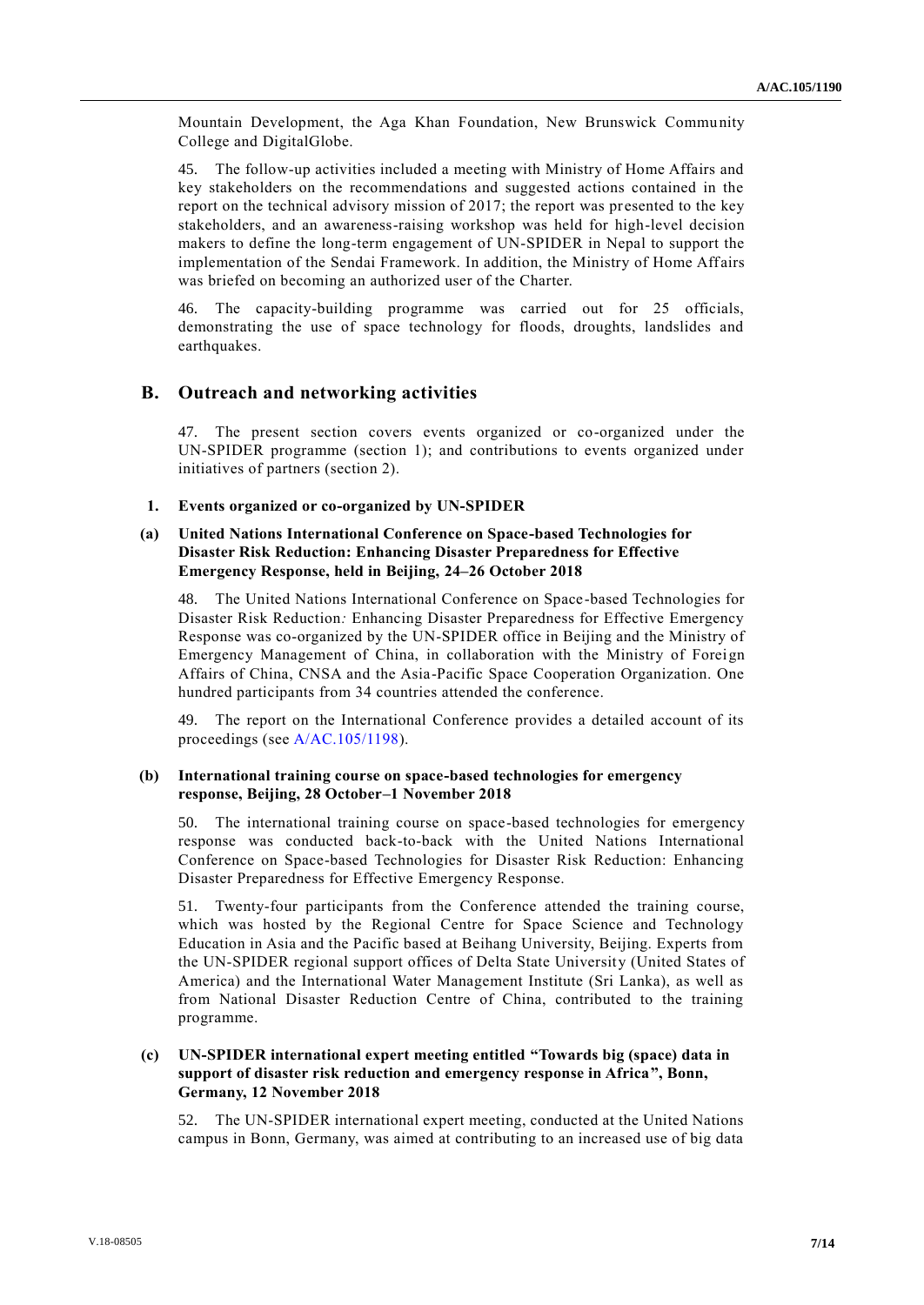Mountain Development, the Aga Khan Foundation, New Brunswick Community College and DigitalGlobe.

45. The follow-up activities included a meeting with Ministry of Home Affairs and key stakeholders on the recommendations and suggested actions contained in the report on the technical advisory mission of 2017; the report was presented to the key stakeholders, and an awareness-raising workshop was held for high-level decision makers to define the long-term engagement of UN-SPIDER in Nepal to support the implementation of the Sendai Framework. In addition, the Ministry of Home Affairs was briefed on becoming an authorized user of the Charter.

46. The capacity-building programme was carried out for 25 officials, demonstrating the use of space technology for floods, droughts, landslides and earthquakes.

## B. Outreach and networking activities

47. The present section covers events organized or co-organized under the UN-SPIDER programme (section 1); and contributions to events organized under initiatives of partners (section 2).

### 1. Events organized or co-organized by UN-SPIDER

#### (a) United Nations International Conference on Space-based Technologies for Disaster Risk Reduction: Enhancing Disaster Preparedness for Effective Emergency Response, held in Beijing, 24–26 October 2018

48. The United Nations International Conference on Space-based Technologies for Disaster Risk Reduction*:* Enhancing Disaster Preparedness for Effective Emergency Response was co-organized by the UN-SPIDER office in Beijing and the Ministry of Emergency Management of China, in collaboration with the Ministry of Foreign Affairs of China, CNSA and the Asia-Pacific Space Cooperation Organization. One hundred participants from 34 countries attended the conference.

49. The report on the International Conference provides a detailed account of its proceedings (see A/AC.105/1198).

#### (b) International training course on space-based technologies for emergency response, Beijing, 28 October–1 November 2018

50. The international training course on space-based technologies for emergency response was conducted back-to-back with the United Nations International Conference on Space-based Technologies for Disaster Risk Reduction: Enhancing Disaster Preparedness for Effective Emergency Response.

51. Twenty-four participants from the Conference attended the training course, which was hosted by the Regional Centre for Space Science and Technology Education in Asia and the Pacific based at Beihang University, Beijing. Experts from the UN-SPIDER regional support offices of Delta State University (United States of America) and the International Water Management Institute (Sri Lanka), as well as from National Disaster Reduction Centre of China, contributed to the training programme.

#### (c) UN-SPIDER international expert meeting entitled "Towards big (space) data in support of disaster risk reduction and emergency response in Africa", Bonn, Germany, 12 November 2018

52. The UN-SPIDER international expert meeting, conducted at the United Nations campus in Bonn, Germany, was aimed at contributing to an increased use of big data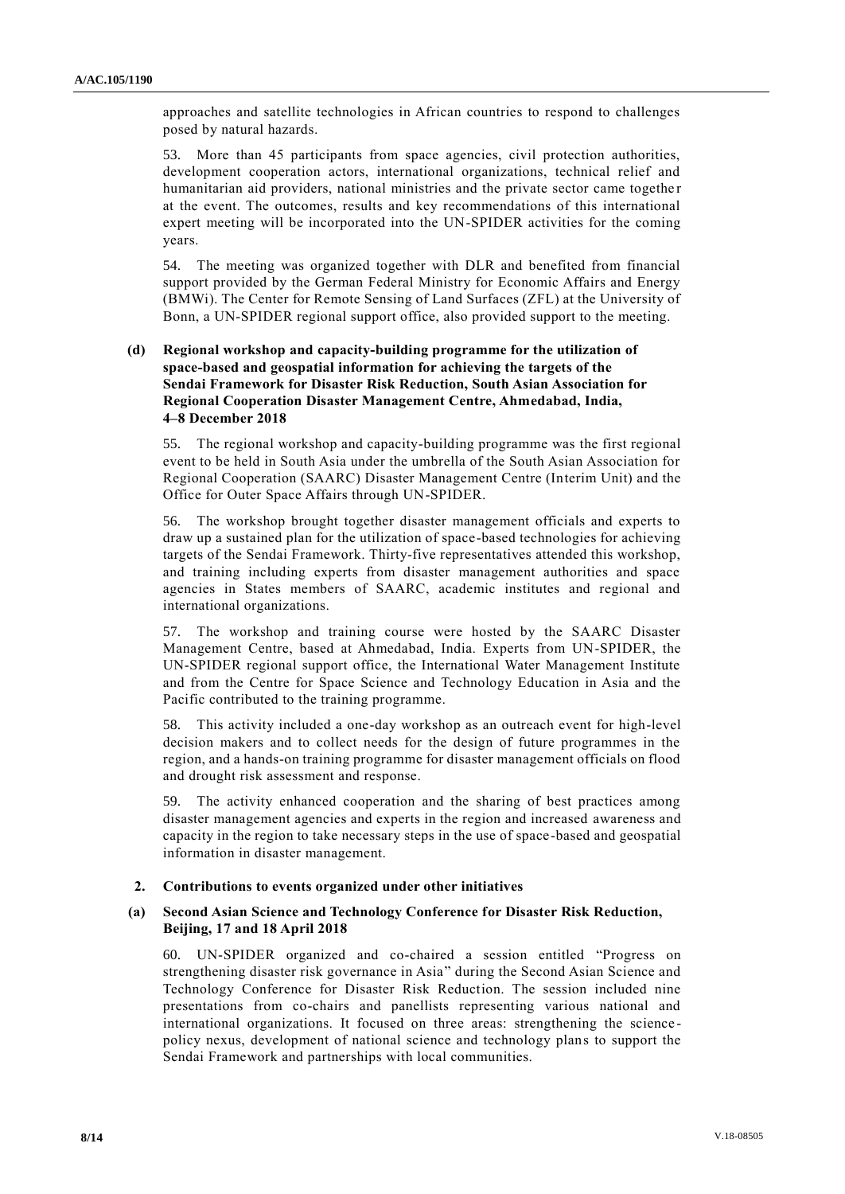approaches and satellite technologies in African countries to respond to challenges posed by natural hazards.

53. More than 45 participants from space agencies, civil protection authorities, development cooperation actors, international organizations, technical relief and humanitarian aid providers, national ministries and the private sector came together at the event. The outcomes, results and key recommendations of this international expert meeting will be incorporated into the UN-SPIDER activities for the coming years.

54. The meeting was organized together with DLR and benefited from financial support provided by the German Federal Ministry for Economic Affairs and Energy (BMWi). The Center for Remote Sensing of Land Surfaces (ZFL) at the University of Bonn, a UN-SPIDER regional support office, also provided support to the meeting.

### (d) Regional workshop and capacity-building programme for the utilization of space-based and geospatial information for achieving the targets of the Sendai Framework for Disaster Risk Reduction, South Asian Association for Regional Cooperation Disaster Management Centre, Ahmedabad, India, 4–8 December 2018

55. The regional workshop and capacity-building programme was the first regional event to be held in South Asia under the umbrella of the South Asian Association for Regional Cooperation (SAARC) Disaster Management Centre (Interim Unit) and the Office for Outer Space Affairs through UN-SPIDER.

56. The workshop brought together disaster management officials and experts to draw up a sustained plan for the utilization of space-based technologies for achieving targets of the Sendai Framework. Thirty-five representatives attended this workshop, and training including experts from disaster management authorities and space agencies in States members of SAARC, academic institutes and regional and international organizations.

57. The workshop and training course were hosted by the SAARC Disaster Management Centre, based at Ahmedabad, India. Experts from UN-SPIDER, the UN-SPIDER regional support office, the International Water Management Institute and from the Centre for Space Science and Technology Education in Asia and the Pacific contributed to the training programme.

58. This activity included a one-day workshop as an outreach event for high-level decision makers and to collect needs for the design of future programmes in the region, and a hands-on training programme for disaster management officials on flood and drought risk assessment and response.

59. The activity enhanced cooperation and the sharing of best practices among disaster management agencies and experts in the region and increased awareness and capacity in the region to take necessary steps in the use of space-based and geospatial information in disaster management.

## 2. Contributions to events organized under other initiatives

### (a) Second Asian Science and Technology Conference for Disaster Risk Reduction, Beijing, 17 and 18 April 2018

60. UN-SPIDER organized and co-chaired a session entitled "Progress on strengthening disaster risk governance in Asia" during the Second Asian Science and Technology Conference for Disaster Risk Reduction. The session included nine presentations from co-chairs and panellists representing various national and international organizations. It focused on three areas: strengthening the science-policy nexus, development of national science and technology plans to support the Sendai Framework and partnerships with local communities.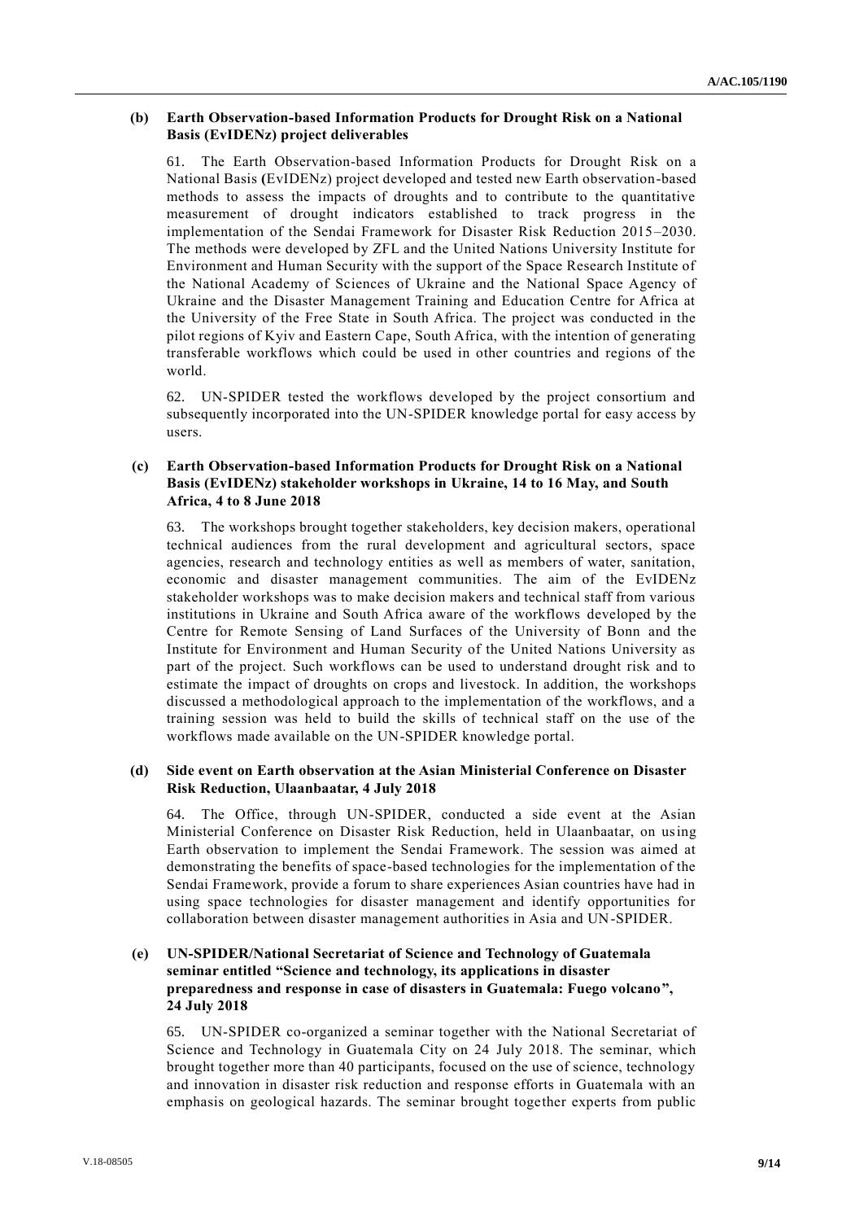### (b) Earth Observation-based Information Products for Drought Risk on a National Basis (EvIDENz) project deliverables

61. The Earth Observation-based Information Products for Drought Risk on a National Basis (EvIDENz) project developed and tested new Earth observation-based methods to assess the impacts of droughts and to contribute to the quantitative measurement of drought indicators established to track progress in the implementation of the Sendai Framework for Disaster Risk Reduction 2015–2030. The methods were developed by ZFL and the United Nations University Institute for Environment and Human Security with the support of the Space Research Institute of the National Academy of Sciences of Ukraine and the National Space Agency of Ukraine and the Disaster Management Training and Education Centre for Africa at the University of the Free State in South Africa. The project was conducted in the pilot regions of Kyiv and Eastern Cape, South Africa, with the intention of generating transferable workflows which could be used in other countries and regions of the world.

62. UN-SPIDER tested the workflows developed by the project consortium and subsequently incorporated into the UN-SPIDER knowledge portal for easy access by users.

### (c) Earth Observation-based Information Products for Drought Risk on a National Basis (EvIDENz) stakeholder workshops in Ukraine, 14 to 16 May, and South Africa, 4 to 8 June 2018

63. The workshops brought together stakeholders, key decision makers, operational technical audiences from the rural development and agricultural sectors, space agencies, research and technology entities as well as members of water, sanitation, economic and disaster management communities. The aim of the EvIDENz stakeholder workshops was to make decision makers and technical staff from various institutions in Ukraine and South Africa aware of the workflows developed by the Centre for Remote Sensing of Land Surfaces of the University of Bonn and the Institute for Environment and Human Security of the United Nations University as part of the project. Such workflows can be used to understand drought risk and to estimate the impact of droughts on crops and livestock. In addition, the workshops discussed a methodological approach to the implementation of the workflows, and a training session was held to build the skills of technical staff on the use of the workflows made available on the UN-SPIDER knowledge portal.

### (d) Side event on Earth observation at the Asian Ministerial Conference on Disaster Risk Reduction, Ulaanbaatar, 4 July 2018

64. The Office, through UN-SPIDER, conducted a side event at the Asian Ministerial Conference on Disaster Risk Reduction, held in Ulaanbaatar, on using Earth observation to implement the Sendai Framework. The session was aimed at demonstrating the benefits of space-based technologies for the implementation of the Sendai Framework, provide a forum to share experiences Asian countries have had in using space technologies for disaster management and identify opportunities for collaboration between disaster management authorities in Asia and UN-SPIDER.

### (e) UN-SPIDER/National Secretariat of Science and Technology of Guatemala seminar entitled "Science and technology, its applications in disaster preparedness and response in case of disasters in Guatemala: Fuego volcano", 24 July 2018

65. UN-SPIDER co-organized a seminar together with the National Secretariat of Science and Technology in Guatemala City on 24 July 2018. The seminar, which brought together more than 40 participants, focused on the use of science, technology and innovation in disaster risk reduction and response efforts in Guatemala with an emphasis on geological hazards. The seminar brought together experts from public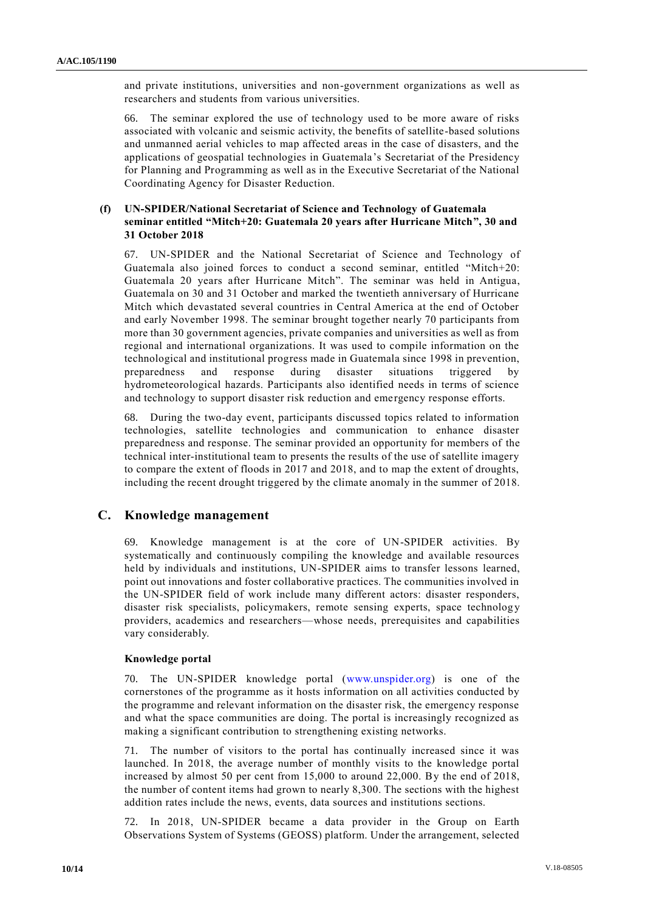and private institutions, universities and non-government organizations as well as researchers and students from various universities.

66. The seminar explored the use of technology used to be more aware of risks associated with volcanic and seismic activity, the benefits of satellite-based solutions and unmanned aerial vehicles to map affected areas in the case of disasters, and the applications of geospatial technologies in Guatemala's Secretariat of the Presidency for Planning and Programming as well as in the Executive Secretariat of the National Coordinating Agency for Disaster Reduction.

### (f) UN-SPIDER/National Secretariat of Science and Technology of Guatemala seminar entitled "Mitch+20: Guatemala 20 years after Hurricane Mitch", 30 and 31 October 2018

67. UN-SPIDER and the National Secretariat of Science and Technology of Guatemala also joined forces to conduct a second seminar, entitled "Mitch+20: Guatemala 20 years after Hurricane Mitch". The seminar was held in Antigua, Guatemala on 30 and 31 October and marked the twentieth anniversary of Hurricane Mitch which devastated several countries in Central America at the end of October and early November 1998. The seminar brought together nearly 70 participants from more than 30 government agencies, private companies and universities as well as from regional and international organizations. It was used to compile information on the technological and institutional progress made in Guatemala since 1998 in prevention, preparedness and response during disaster situations triggered by hydrometeorological hazards. Participants also identified needs in terms of science and technology to support disaster risk reduction and emergency response efforts.

68. During the two-day event, participants discussed topics related to information technologies, satellite technologies and communication to enhance disaster preparedness and response. The seminar provided an opportunity for members of the technical inter-institutional team to presents the results of the use of satellite imagery to compare the extent of floods in 2017 and 2018, and to map the extent of droughts, including the recent drought triggered by the climate anomaly in the summer of 2018.

## C. Knowledge management

69. Knowledge management is at the core of UN-SPIDER activities. By systematically and continuously compiling the knowledge and available resources held by individuals and institutions, UN-SPIDER aims to transfer lessons learned, point out innovations and foster collaborative practices. The communities involved in the UN-SPIDER field of work include many different actors: disaster responders, disaster risk specialists, policymakers, remote sensing experts, space technology providers, academics and researchers—whose needs, prerequisites and capabilities vary considerably.

#### Knowledge portal

70. The UN-SPIDER knowledge portal (www.unspider.org) is one of the cornerstones of the programme as it hosts information on all activities conducted by the programme and relevant information on the disaster risk, the emergency response and what the space communities are doing. The portal is increasingly recognized as making a significant contribution to strengthening existing networks.

71. The number of visitors to the portal has continually increased since it was launched. In 2018, the average number of monthly visits to the knowledge portal increased by almost 50 per cent from 15,000 to around 22,000. By the end of 2018, the number of content items had grown to nearly 8,300. The sections with the highest addition rates include the news, events, data sources and institutions sections.

72. In 2018, UN-SPIDER became a data provider in the Group on Earth Observations System of Systems (GEOSS) platform. Under the arrangement, selected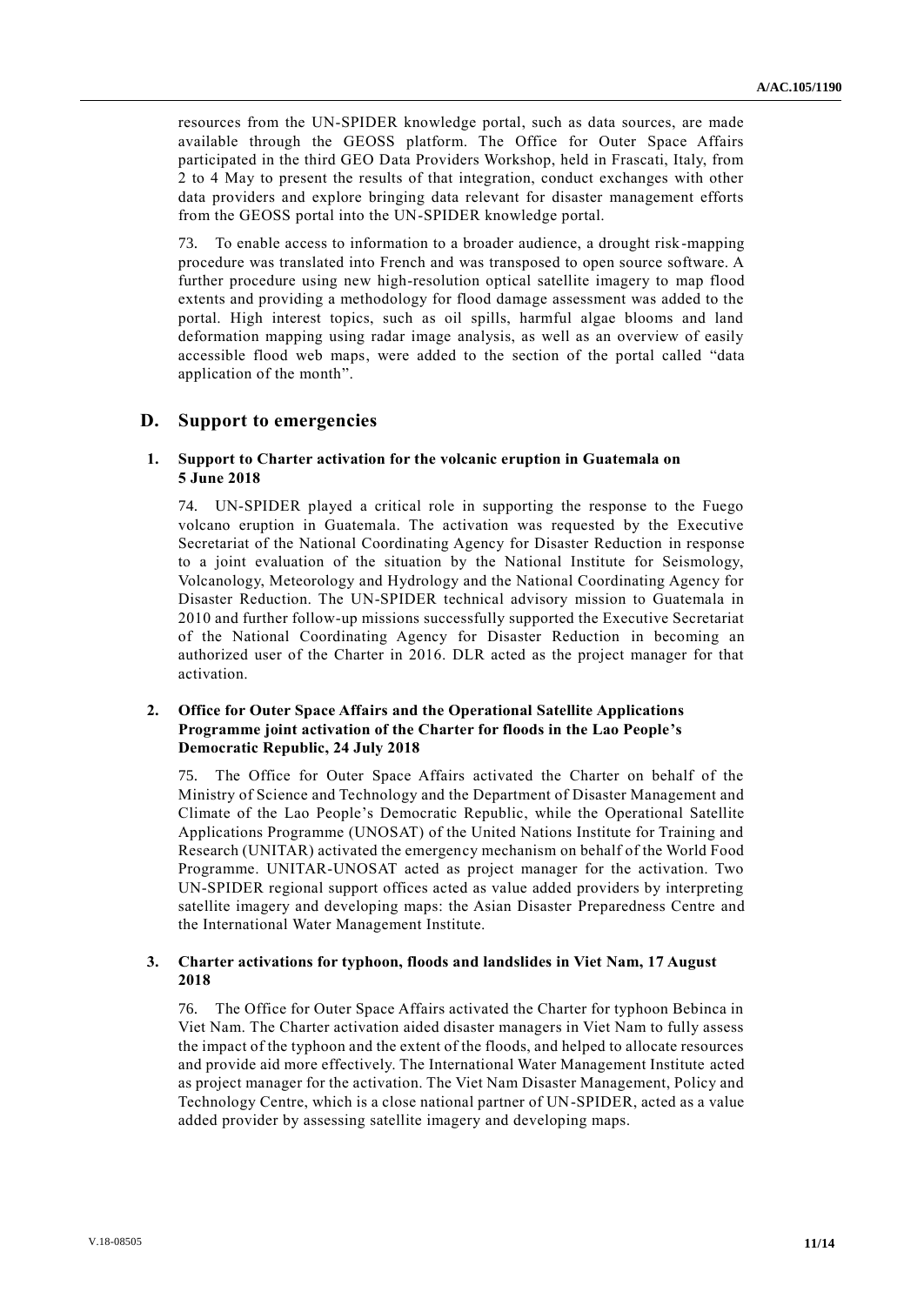resources from the UN-SPIDER knowledge portal, such as data sources, are made available through the GEOSS platform. The Office for Outer Space Affairs participated in the third GEO Data Providers Workshop, held in Frascati, Italy, from 2 to 4 May to present the results of that integration, conduct exchanges with other data providers and explore bringing data relevant for disaster management efforts from the GEOSS portal into the UN-SPIDER knowledge portal.

73. To enable access to information to a broader audience, a drought risk-mapping procedure was translated into French and was transposed to open source software. A further procedure using new high-resolution optical satellite imagery to map flood extents and providing a methodology for flood damage assessment was added to the portal. High interest topics, such as oil spills, harmful algae blooms and land deformation mapping using radar image analysis, as well as an overview of easily accessible flood web maps, were added to the section of the portal called "data application of the month".

## D. Support to emergencies

### 1. Support to Charter activation for the volcanic eruption in Guatemala on 5 June 2018

74. UN-SPIDER played a critical role in supporting the response to the Fuego volcano eruption in Guatemala. The activation was requested by the Executive Secretariat of the National Coordinating Agency for Disaster Reduction in response to a joint evaluation of the situation by the National Institute for Seismology, Volcanology, Meteorology and Hydrology and the National Coordinating Agency for Disaster Reduction. The UN-SPIDER technical advisory mission to Guatemala in 2010 and further follow-up missions successfully supported the Executive Secretariat of the National Coordinating Agency for Disaster Reduction in becoming an authorized user of the Charter in 2016. DLR acted as the project manager for that activation.

### 2. Office for Outer Space Affairs and the Operational Satellite Applications Programme joint activation of the Charter for floods in the Lao People's Democratic Republic, 24 July 2018

75. The Office for Outer Space Affairs activated the Charter on behalf of the Ministry of Science and Technology and the Department of Disaster Management and Climate of the Lao People's Democratic Republic, while the Operational Satellite Applications Programme (UNOSAT) of the United Nations Institute for Training and Research (UNITAR) activated the emergency mechanism on behalf of the World Food Programme. UNITAR-UNOSAT acted as project manager for the activation. Two UN-SPIDER regional support offices acted as value added providers by interpreting satellite imagery and developing maps: the Asian Disaster Preparedness Centre and the International Water Management Institute.

### 3. Charter activations for typhoon, floods and landslides in Viet Nam, 17 August 2018

76. The Office for Outer Space Affairs activated the Charter for typhoon Bebinca in Viet Nam. The Charter activation aided disaster managers in Viet Nam to fully assess the impact of the typhoon and the extent of the floods, and helped to allocate resources and provide aid more effectively. The International Water Management Institute acted as project manager for the activation. The Viet Nam Disaster Management, Policy and Technology Centre, which is a close national partner of UN-SPIDER, acted as a value added provider by assessing satellite imagery and developing maps.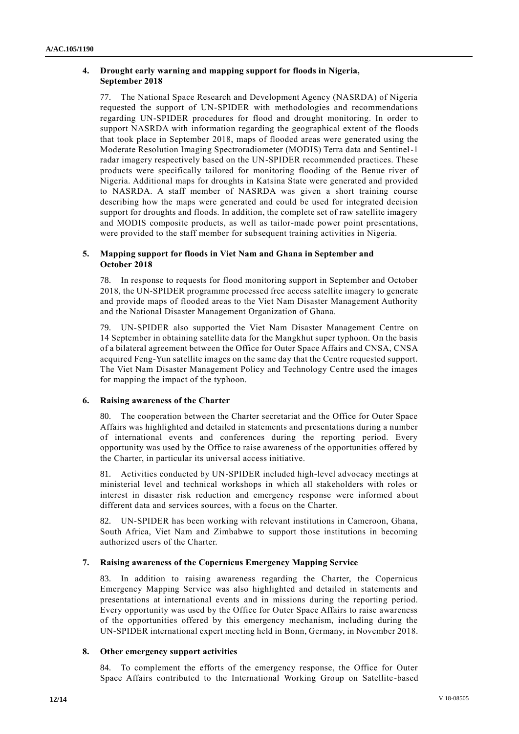### 4. Drought early warning and mapping support for floods in Nigeria, September 2018

77. The National Space Research and Development Agency (NASRDA) of Nigeria requested the support of UN-SPIDER with methodologies and recommendations regarding UN-SPIDER procedures for flood and drought monitoring. In order to support NASRDA with information regarding the geographical extent of the floods that took place in September 2018, maps of flooded areas were generated using the Moderate Resolution Imaging Spectroradiometer (MODIS) Terra data and Sentinel-1 radar imagery respectively based on the UN-SPIDER recommended practices. These products were specifically tailored for monitoring flooding of the Benue river of Nigeria. Additional maps for droughts in Katsina State were generated and provided to NASRDA. A staff member of NASRDA was given a short training course describing how the maps were generated and could be used for integrated decision support for droughts and floods. In addition, the complete set of raw satellite imagery and MODIS composite products, as well as tailor-made power point presentations, were provided to the staff member for subsequent training activities in Nigeria.

### 5. Mapping support for floods in Viet Nam and Ghana in September and October 2018

78. In response to requests for flood monitoring support in September and October 2018, the UN-SPIDER programme processed free access satellite imagery to generate and provide maps of flooded areas to the Viet Nam Disaster Management Authority and the National Disaster Management Organization of Ghana.

79. UN-SPIDER also supported the Viet Nam Disaster Management Centre on 14 September in obtaining satellite data for the Mangkhut super typhoon. On the basis of a bilateral agreement between the Office for Outer Space Affairs and CNSA, CNSA acquired Feng-Yun satellite images on the same day that the Centre requested support. The Viet Nam Disaster Management Policy and Technology Centre used the images for mapping the impact of the typhoon.

### 6. Raising awareness of the Charter

80. The cooperation between the Charter secretariat and the Office for Outer Space Affairs was highlighted and detailed in statements and presentations during a number of international events and conferences during the reporting period. Every opportunity was used by the Office to raise awareness of the opportunities offered by the Charter, in particular its universal access initiative.

81. Activities conducted by UN-SPIDER included high-level advocacy meetings at ministerial level and technical workshops in which all stakeholders with roles or interest in disaster risk reduction and emergency response were informed about different data and services sources, with a focus on the Charter.

82. UN-SPIDER has been working with relevant institutions in Cameroon, Ghana, South Africa, Viet Nam and Zimbabwe to support those institutions in becoming authorized users of the Charter.

### 7. Raising awareness of the Copernicus Emergency Mapping Service

83. In addition to raising awareness regarding the Charter, the Copernicus Emergency Mapping Service was also highlighted and detailed in statements and presentations at international events and in missions during the reporting period. Every opportunity was used by the Office for Outer Space Affairs to raise awareness of the opportunities offered by this emergency mechanism, including during the UN-SPIDER international expert meeting held in Bonn, Germany, in November 2018.

### 8. Other emergency support activities

84. To complement the efforts of the emergency response, the Office for Outer Space Affairs contributed to the International Working Group on Satellite-based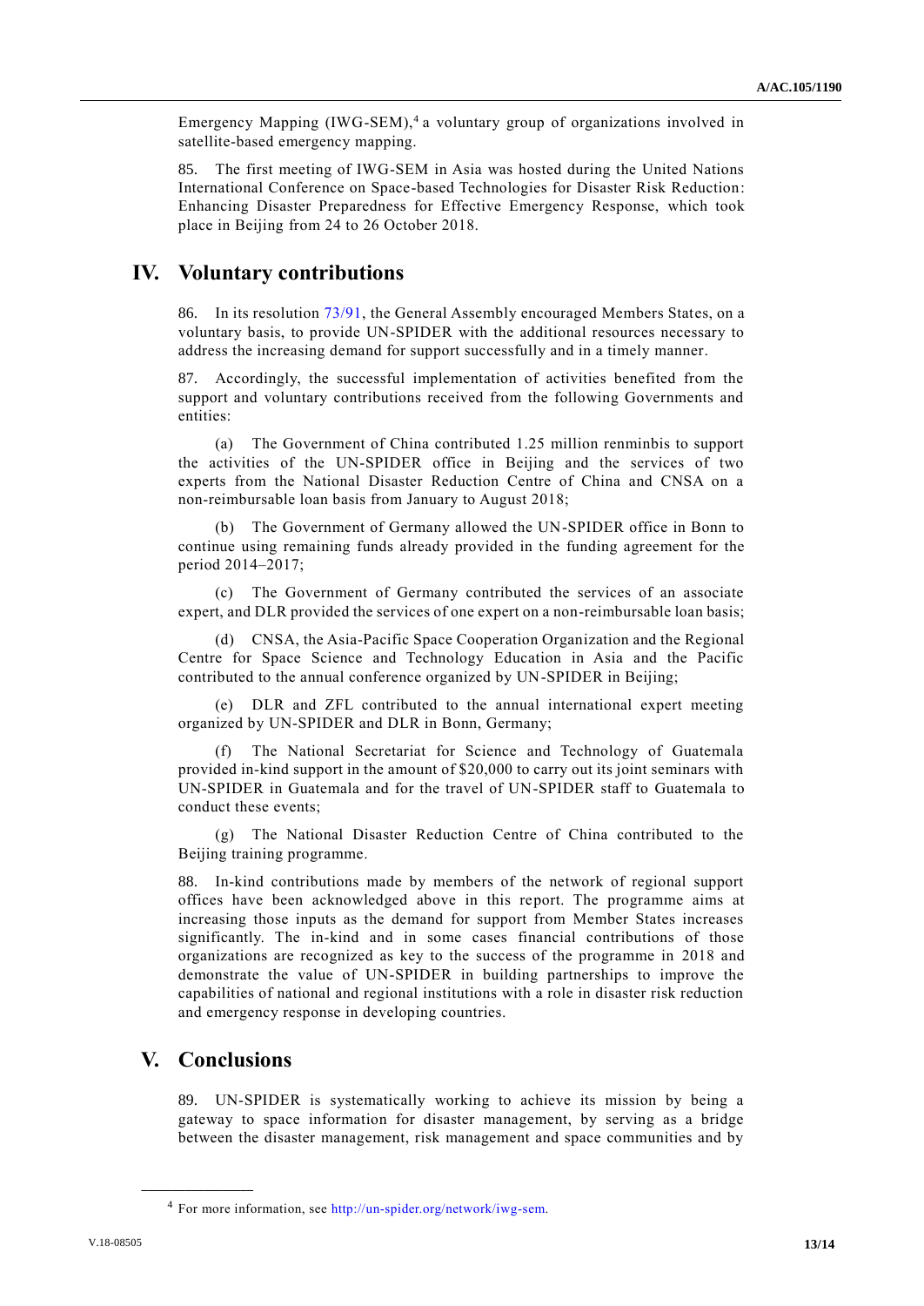Emergency Mapping (IWG-SEM),[4] a voluntary group of organizations involved in satellite-based emergency mapping.

85. The first meeting of IWG-SEM in Asia was hosted during the United Nations International Conference on Space-based Technologies for Disaster Risk Reduction: Enhancing Disaster Preparedness for Effective Emergency Response, which took place in Beijing from 24 to 26 October 2018.

# IV. Voluntary contributions

86. In its resolution 73/91, the General Assembly encouraged Members States, on a voluntary basis, to provide UN-SPIDER with the additional resources necessary to address the increasing demand for support successfully and in a timely manner.

87. Accordingly, the successful implementation of activities benefited from the support and voluntary contributions received from the following Governments and entities:

(a) The Government of China contributed 1.25 million renminbis to support the activities of the UN-SPIDER office in Beijing and the services of two experts from the National Disaster Reduction Centre of China and CNSA on a non-reimbursable loan basis from January to August 2018;

(b) The Government of Germany allowed the UN-SPIDER office in Bonn to continue using remaining funds already provided in the funding agreement for the period 2014–2017;

(c) The Government of Germany contributed the services of an associate expert, and DLR provided the services of one expert on a non-reimbursable loan basis;

(d) CNSA, the Asia-Pacific Space Cooperation Organization and the Regional Centre for Space Science and Technology Education in Asia and the Pacific contributed to the annual conference organized by UN-SPIDER in Beijing;

(e) DLR and ZFL contributed to the annual international expert meeting organized by UN-SPIDER and DLR in Bonn, Germany;

(f) The National Secretariat for Science and Technology of Guatemala provided in-kind support in the amount of $20,000 to carry out its joint seminars with UN-SPIDER in Guatemala and for the travel of UN-SPIDER staff to Guatemala to conduct these events;

(g) The National Disaster Reduction Centre of China contributed to the Beijing training programme.

88. In-kind contributions made by members of the network of regional support offices have been acknowledged above in this report. The programme aims at increasing those inputs as the demand for support from Member States increases significantly. The in-kind and in some cases financial contributions of those organizations are recognized as key to the success of the programme in 2018 and demonstrate the value of UN-SPIDER in building partnerships to improve the capabilities of national and regional institutions with a role in disaster risk reduction and emergency response in developing countries.

# V. Conclusions

89. UN-SPIDER is systematically working to achieve its mission by being a gateway to space information for disaster management, by serving as a bridge between the disaster management, risk management and space communities and by

[4] For more information, see http://un-spider.org/network/iwg-sem.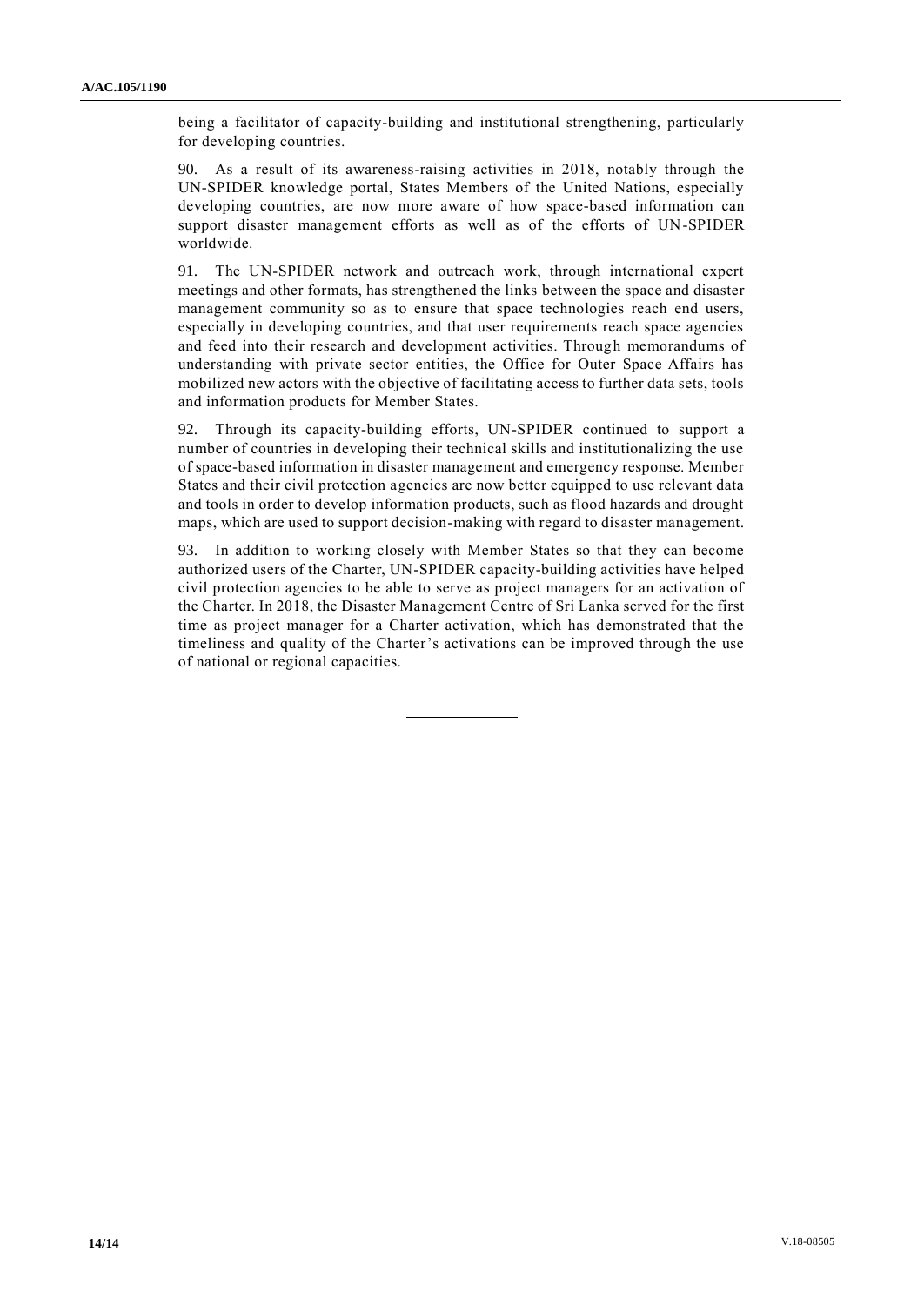being a facilitator of capacity-building and institutional strengthening, particularly for developing countries.

90. As a result of its awareness-raising activities in 2018, notably through the UN-SPIDER knowledge portal, States Members of the United Nations, especially developing countries, are now more aware of how space-based information can support disaster management efforts as well as of the efforts of UN-SPIDER worldwide.

91. The UN-SPIDER network and outreach work, through international expert meetings and other formats, has strengthened the links between the space and disaster management community so as to ensure that space technologies reach end users, especially in developing countries, and that user requirements reach space agencies and feed into their research and development activities. Through memorandums of understanding with private sector entities, the Office for Outer Space Affairs has mobilized new actors with the objective of facilitating access to further data sets, tools and information products for Member States.

92. Through its capacity-building efforts, UN-SPIDER continued to support a number of countries in developing their technical skills and institutionalizing the use of space-based information in disaster management and emergency response. Member States and their civil protection agencies are now better equipped to use relevant data and tools in order to develop information products, such as flood hazards and drought maps, which are used to support decision-making with regard to disaster management.

93. In addition to working closely with Member States so that they can become authorized users of the Charter, UN-SPIDER capacity-building activities have helped civil protection agencies to be able to serve as project managers for an activation of the Charter. In 2018, the Disaster Management Centre of Sri Lanka served for the first time as project manager for a Charter activation, which has demonstrated that the timeliness and quality of the Charter's activations can be improved through the use of national or regional capacities.